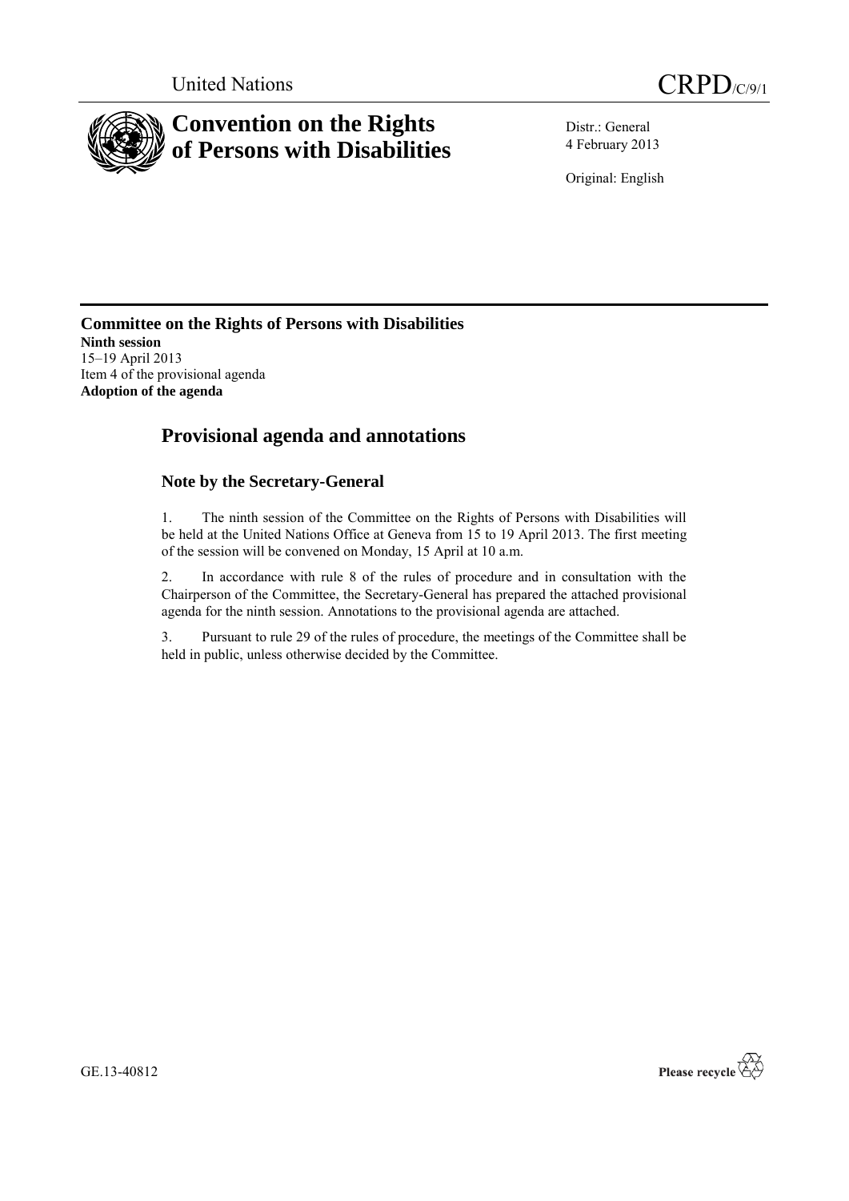United Nations

CRPD/C/9/1

# Convention on the Rights of Persons with Disabilities

Distr.: General
4 February 2013

Original: English

**Committee on the Rights of Persons with Disabilities**
**Ninth session**
15–19 April 2013
Item 4 of the provisional agenda
**Adoption of the agenda**

## Provisional agenda and annotations

### Note by the Secretary-General

1. The ninth session of the Committee on the Rights of Persons with Disabilities will be held at the United Nations Office at Geneva from 15 to 19 April 2013. The first meeting of the session will be convened on Monday, 15 April at 10 a.m.

2. In accordance with rule 8 of the rules of procedure and in consultation with the Chairperson of the Committee, the Secretary-General has prepared the attached provisional agenda for the ninth session. Annotations to the provisional agenda are attached.

3. Pursuant to rule 29 of the rules of procedure, the meetings of the Committee shall be held in public, unless otherwise decided by the Committee.

GE.13-40812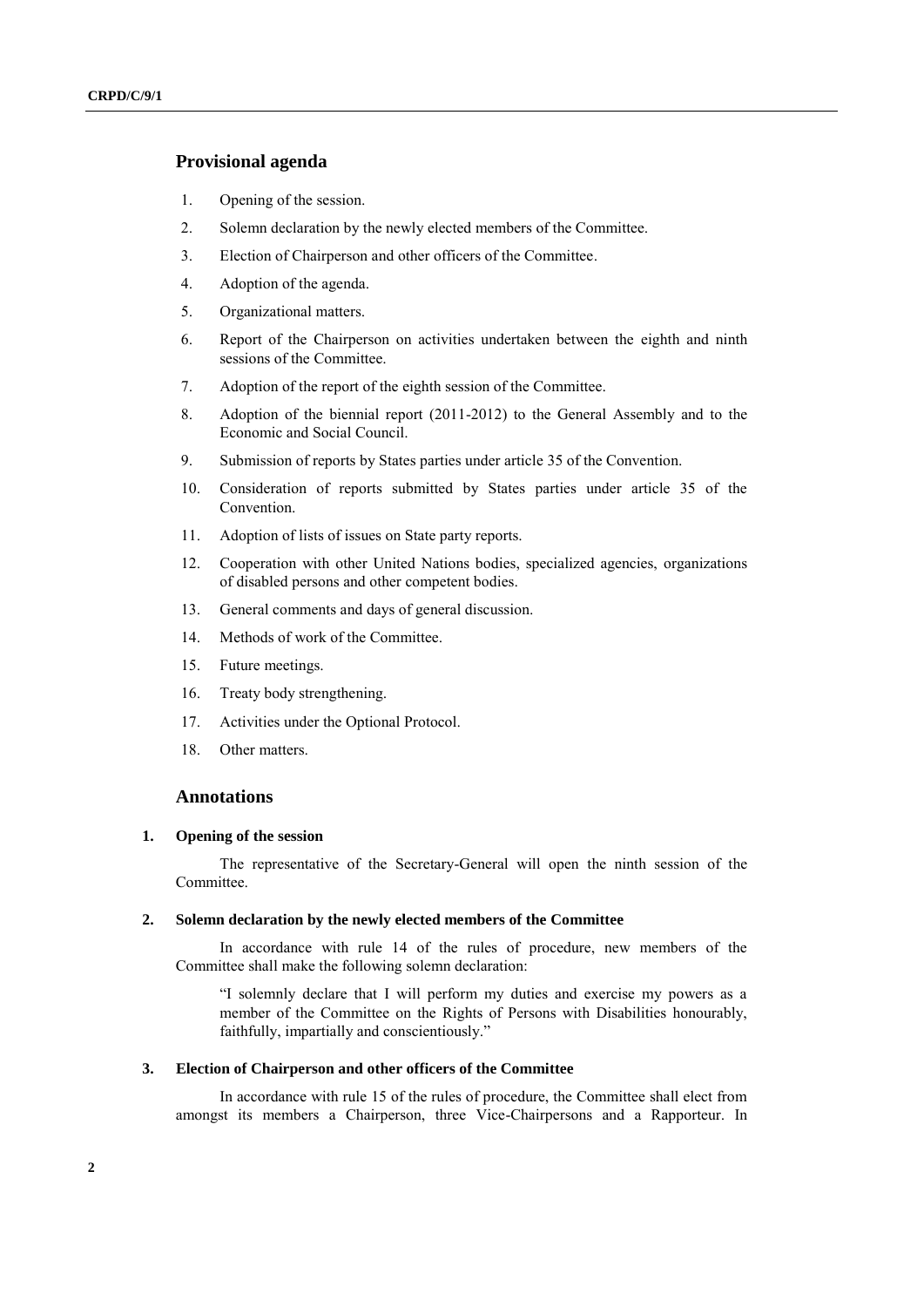## Provisional agenda

1. Opening of the session.
2. Solemn declaration by the newly elected members of the Committee.
3. Election of Chairperson and other officers of the Committee.
4. Adoption of the agenda.
5. Organizational matters.
6. Report of the Chairperson on activities undertaken between the eighth and ninth sessions of the Committee.
7. Adoption of the report of the eighth session of the Committee.
8. Adoption of the biennial report (2011-2012) to the General Assembly and to the Economic and Social Council.
9. Submission of reports by States parties under article 35 of the Convention.
10. Consideration of reports submitted by States parties under article 35 of the Convention.
11. Adoption of lists of issues on State party reports.
12. Cooperation with other United Nations bodies, specialized agencies, organizations of disabled persons and other competent bodies.
13. General comments and days of general discussion.
14. Methods of work of the Committee.
15. Future meetings.
16. Treaty body strengthening.
17. Activities under the Optional Protocol.
18. Other matters.

## Annotations

### 1. Opening of the session

The representative of the Secretary-General will open the ninth session of the Committee.

### 2. Solemn declaration by the newly elected members of the Committee

In accordance with rule 14 of the rules of procedure, new members of the Committee shall make the following solemn declaration:

> "I solemnly declare that I will perform my duties and exercise my powers as a member of the Committee on the Rights of Persons with Disabilities honourably, faithfully, impartially and conscientiously."

### 3. Election of Chairperson and other officers of the Committee

In accordance with rule 15 of the rules of procedure, the Committee shall elect from amongst its members a Chairperson, three Vice-Chairpersons and a Rapporteur. In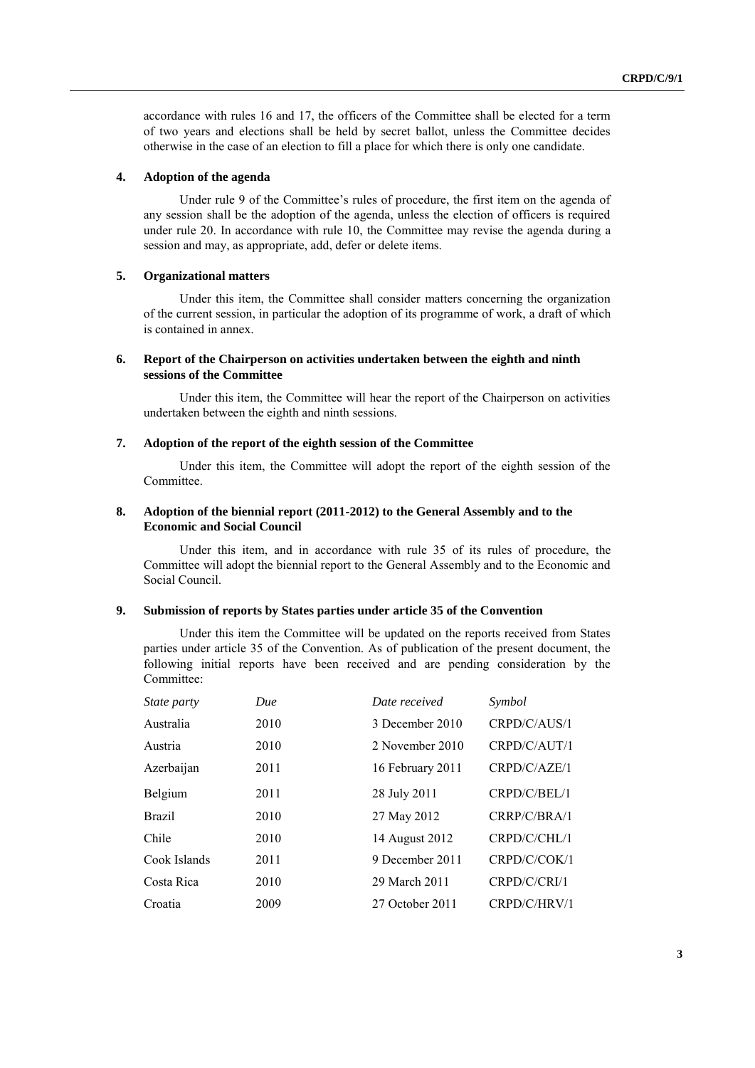accordance with rules 16 and 17, the officers of the Committee shall be elected for a term of two years and elections shall be held by secret ballot, unless the Committee decides otherwise in the case of an election to fill a place for which there is only one candidate.

### 4. Adoption of the agenda

Under rule 9 of the Committee's rules of procedure, the first item on the agenda of any session shall be the adoption of the agenda, unless the election of officers is required under rule 20. In accordance with rule 10, the Committee may revise the agenda during a session and may, as appropriate, add, defer or delete items.

### 5. Organizational matters

Under this item, the Committee shall consider matters concerning the organization of the current session, in particular the adoption of its programme of work, a draft of which is contained in annex.

### 6. Report of the Chairperson on activities undertaken between the eighth and ninth sessions of the Committee

Under this item, the Committee will hear the report of the Chairperson on activities undertaken between the eighth and ninth sessions.

### 7. Adoption of the report of the eighth session of the Committee

Under this item, the Committee will adopt the report of the eighth session of the Committee.

### 8. Adoption of the biennial report (2011-2012) to the General Assembly and to the Economic and Social Council

Under this item, and in accordance with rule 35 of its rules of procedure, the Committee will adopt the biennial report to the General Assembly and to the Economic and Social Council.

### 9. Submission of reports by States parties under article 35 of the Convention

Under this item the Committee will be updated on the reports received from States parties under article 35 of the Convention. As of publication of the present document, the following initial reports have been received and are pending consideration by the Committee:

| *State party* | *Due* | *Date received* | *Symbol* |
|---|---|---|---|
| Australia | 2010 | 3 December 2010 | CRPD/C/AUS/1 |
| Austria | 2010 | 2 November 2010 | CRPD/C/AUT/1 |
| Azerbaijan | 2011 | 16 February 2011 | CRPD/C/AZE/1 |
| Belgium | 2011 | 28 July 2011 | CRPD/C/BEL/1 |
| Brazil | 2010 | 27 May 2012 | CRRP/C/BRA/1 |
| Chile | 2010 | 14 August 2012 | CRPD/C/CHL/1 |
| Cook Islands | 2011 | 9 December 2011 | CRPD/C/COK/1 |
| Costa Rica | 2010 | 29 March 2011 | CRPD/C/CRI/1 |
| Croatia | 2009 | 27 October 2011 | CRPD/C/HRV/1 |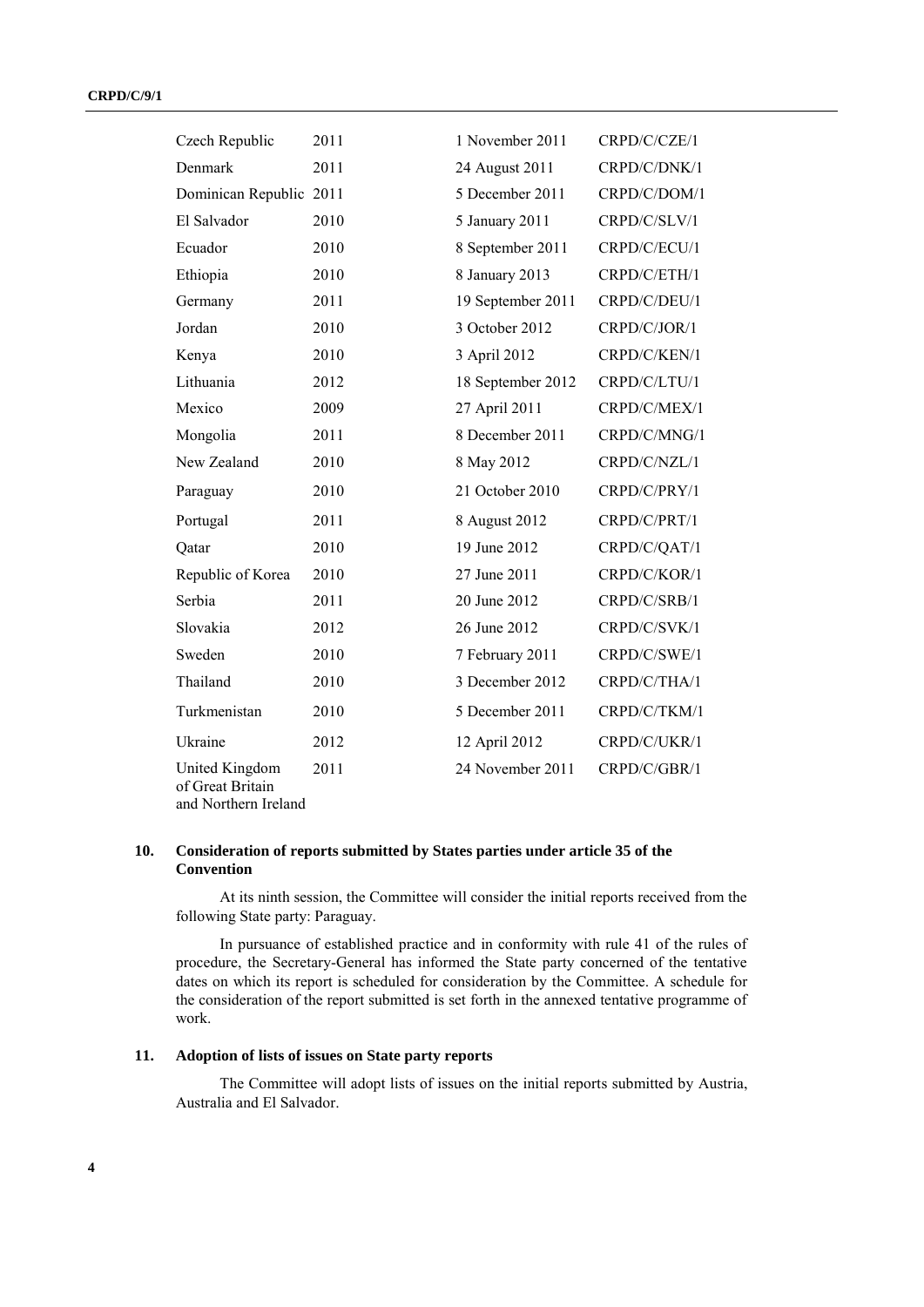| | | | |
|---|---|---|---|
| Czech Republic | 2011 | 1 November 2011 | CRPD/C/CZE/1 |
| Denmark | 2011 | 24 August 2011 | CRPD/C/DNK/1 |
| Dominican Republic | 2011 | 5 December 2011 | CRPD/C/DOM/1 |
| El Salvador | 2010 | 5 January 2011 | CRPD/C/SLV/1 |
| Ecuador | 2010 | 8 September 2011 | CRPD/C/ECU/1 |
| Ethiopia | 2010 | 8 January 2013 | CRPD/C/ETH/1 |
| Germany | 2011 | 19 September 2011 | CRPD/C/DEU/1 |
| Jordan | 2010 | 3 October 2012 | CRPD/C/JOR/1 |
| Kenya | 2010 | 3 April 2012 | CRPD/C/KEN/1 |
| Lithuania | 2012 | 18 September 2012 | CRPD/C/LTU/1 |
| Mexico | 2009 | 27 April 2011 | CRPD/C/MEX/1 |
| Mongolia | 2011 | 8 December 2011 | CRPD/C/MNG/1 |
| New Zealand | 2010 | 8 May 2012 | CRPD/C/NZL/1 |
| Paraguay | 2010 | 21 October 2010 | CRPD/C/PRY/1 |
| Portugal | 2011 | 8 August 2012 | CRPD/C/PRT/1 |
| Qatar | 2010 | 19 June 2012 | CRPD/C/QAT/1 |
| Republic of Korea | 2010 | 27 June 2011 | CRPD/C/KOR/1 |
| Serbia | 2011 | 20 June 2012 | CRPD/C/SRB/1 |
| Slovakia | 2012 | 26 June 2012 | CRPD/C/SVK/1 |
| Sweden | 2010 | 7 February 2011 | CRPD/C/SWE/1 |
| Thailand | 2010 | 3 December 2012 | CRPD/C/THA/1 |
| Turkmenistan | 2010 | 5 December 2011 | CRPD/C/TKM/1 |
| Ukraine | 2012 | 12 April 2012 | CRPD/C/UKR/1 |
| United Kingdom of Great Britain and Northern Ireland | 2011 | 24 November 2011 | CRPD/C/GBR/1 |

## 10. Consideration of reports submitted by States parties under article 35 of the Convention

At its ninth session, the Committee will consider the initial reports received from the following State party: Paraguay.

In pursuance of established practice and in conformity with rule 41 of the rules of procedure, the Secretary-General has informed the State party concerned of the tentative dates on which its report is scheduled for consideration by the Committee. A schedule for the consideration of the report submitted is set forth in the annexed tentative programme of work.

## 11. Adoption of lists of issues on State party reports

The Committee will adopt lists of issues on the initial reports submitted by Austria, Australia and El Salvador.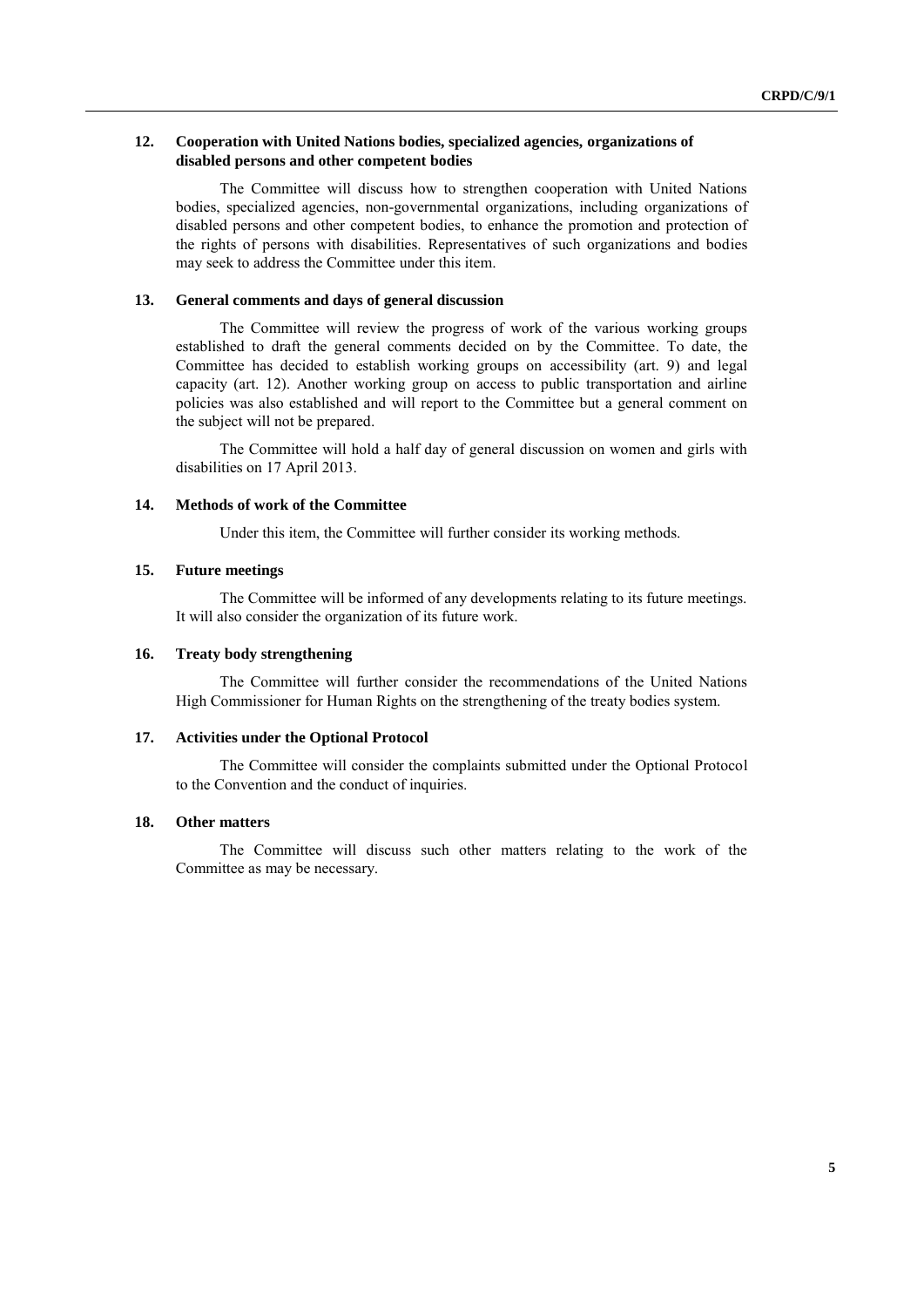### 12. Cooperation with United Nations bodies, specialized agencies, organizations of disabled persons and other competent bodies

The Committee will discuss how to strengthen cooperation with United Nations bodies, specialized agencies, non-governmental organizations, including organizations of disabled persons and other competent bodies, to enhance the promotion and protection of the rights of persons with disabilities. Representatives of such organizations and bodies may seek to address the Committee under this item.

### 13. General comments and days of general discussion

The Committee will review the progress of work of the various working groups established to draft the general comments decided on by the Committee. To date, the Committee has decided to establish working groups on accessibility (art. 9) and legal capacity (art. 12). Another working group on access to public transportation and airline policies was also established and will report to the Committee but a general comment on the subject will not be prepared.

The Committee will hold a half day of general discussion on women and girls with disabilities on 17 April 2013.

### 14. Methods of work of the Committee

Under this item, the Committee will further consider its working methods.

### 15. Future meetings

The Committee will be informed of any developments relating to its future meetings. It will also consider the organization of its future work.

### 16. Treaty body strengthening

The Committee will further consider the recommendations of the United Nations High Commissioner for Human Rights on the strengthening of the treaty bodies system.

### 17. Activities under the Optional Protocol

The Committee will consider the complaints submitted under the Optional Protocol to the Convention and the conduct of inquiries.

### 18. Other matters

The Committee will discuss such other matters relating to the work of the Committee as may be necessary.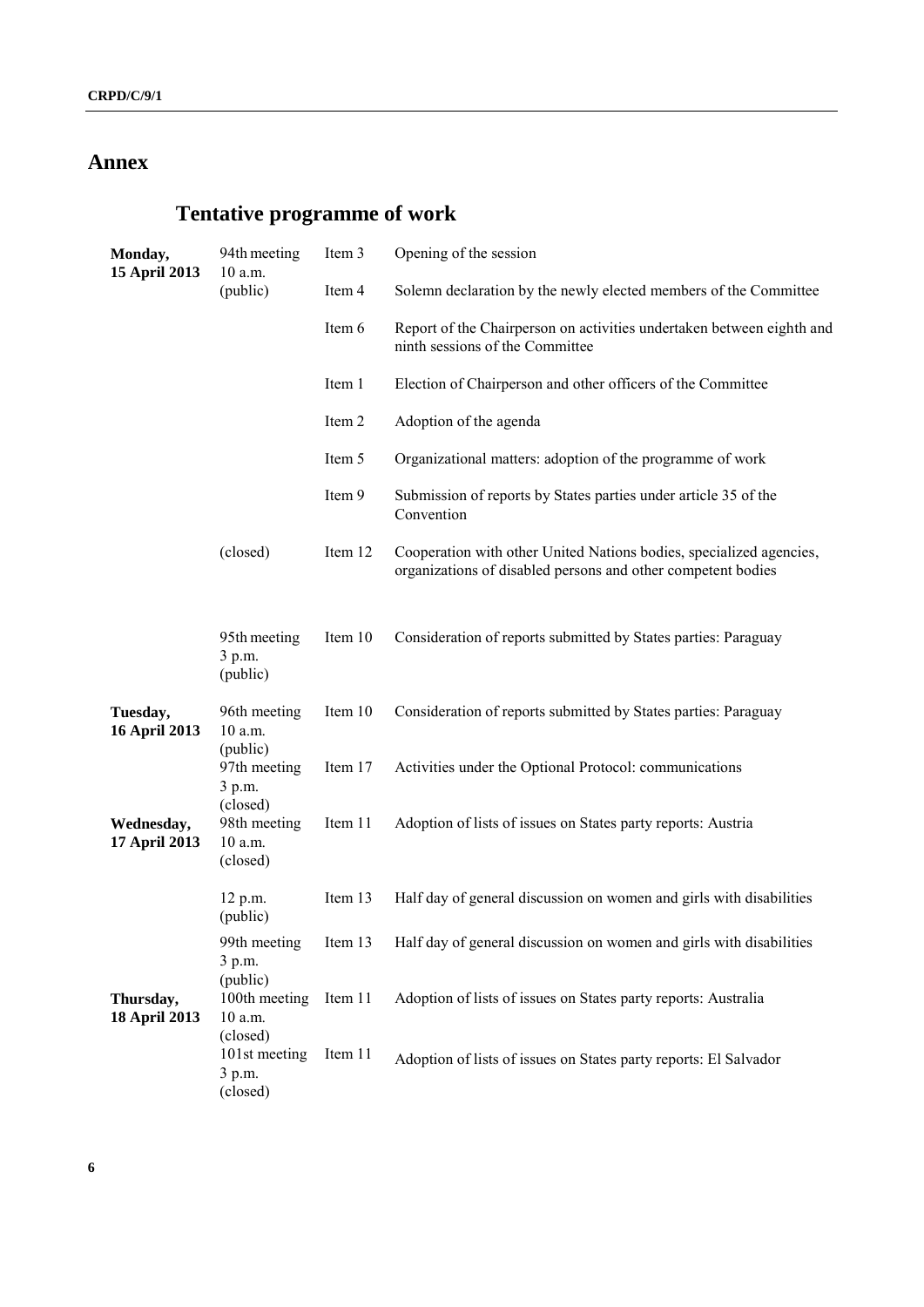## Annex

### Tentative programme of work

| | | | |
|---|---|---|---|
| **Monday, 15 April 2013** | 94th meeting 10 a.m. (public) | Item 3 | Opening of the session |
| | | Item 4 | Solemn declaration by the newly elected members of the Committee |
| | | Item 6 | Report of the Chairperson on activities undertaken between eighth and ninth sessions of the Committee |
| | | Item 1 | Election of Chairperson and other officers of the Committee |
| | | Item 2 | Adoption of the agenda |
| | | Item 5 | Organizational matters: adoption of the programme of work |
| | | Item 9 | Submission of reports by States parties under article 35 of the Convention |
| | (closed) | Item 12 | Cooperation with other United Nations bodies, specialized agencies, organizations of disabled persons and other competent bodies |
| | 95th meeting 3 p.m. (public) | Item 10 | Consideration of reports submitted by States parties: Paraguay |
| **Tuesday, 16 April 2013** | 96th meeting 10 a.m. (public) | Item 10 | Consideration of reports submitted by States parties: Paraguay |
| | 97th meeting 3 p.m. (closed) | Item 17 | Activities under the Optional Protocol: communications |
| **Wednesday, 17 April 2013** | 98th meeting 10 a.m. (closed) | Item 11 | Adoption of lists of issues on States party reports: Austria |
| | 12 p.m. (public) | Item 13 | Half day of general discussion on women and girls with disabilities |
| | 99th meeting 3 p.m. (public) | Item 13 | Half day of general discussion on women and girls with disabilities |
| **Thursday, 18 April 2013** | 100th meeting 10 a.m. (closed) | Item 11 | Adoption of lists of issues on States party reports: Australia |
| | 101st meeting 3 p.m. (closed) | Item 11 | Adoption of lists of issues on States party reports: El Salvador |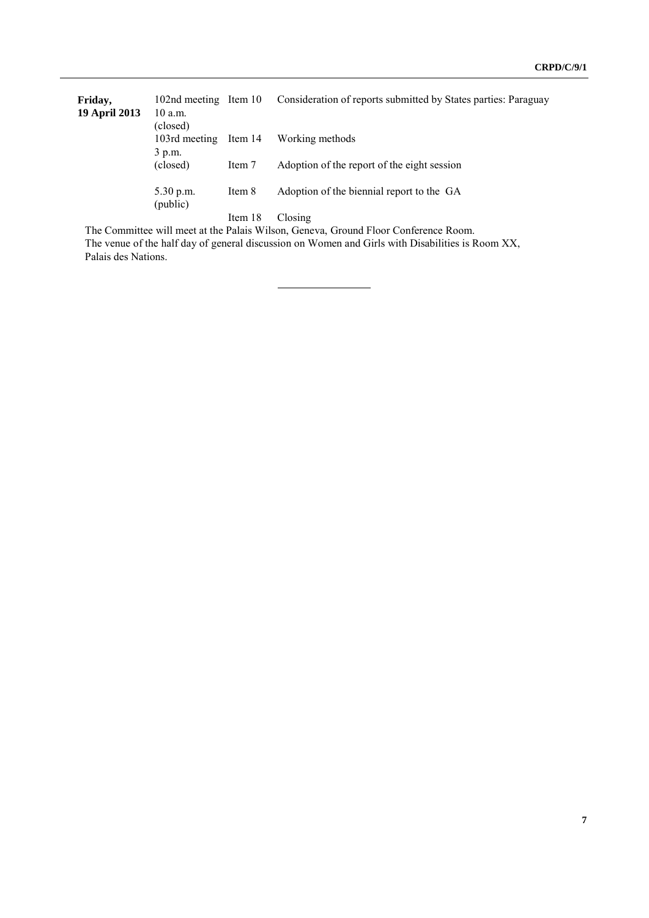| | | | |
|---|---|---|---|
| **Friday, 19 April 2013** | 102nd meeting 10 a.m. (closed) | Item 10 | Consideration of reports submitted by States parties: Paraguay |
| | 103rd meeting 3 p.m. | Item 14 | Working methods |
| | (closed) | Item 7 | Adoption of the report of the eight session |
| | 5.30 p.m. (public) | Item 8 | Adoption of the biennial report to the GA |
| | | Item 18 | Closing |

The Committee will meet at the Palais Wilson, Geneva, Ground Floor Conference Room.

The venue of the half day of general discussion on Women and Girls with Disabilities is Room XX, Palais des Nations.